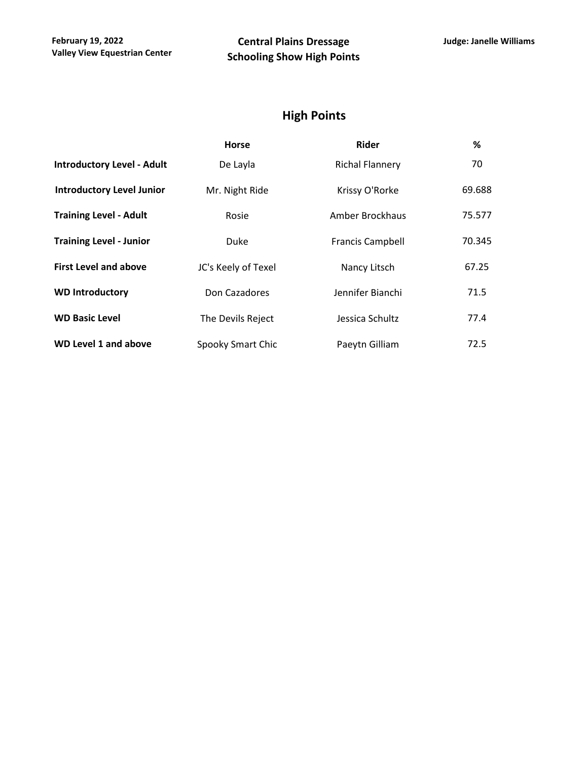**February 19, 2022**
**Valley View Equestrian Center**

# Central Plains Dressage
# Schooling Show High Points

**Judge: Janelle Williams**

## High Points

| | Horse | Rider | % |
|---|---|---|---|
| **Introductory Level - Adult** | De Layla | Richal Flannery | 70 |
| **Introductory Level Junior** | Mr. Night Ride | Krissy O'Rorke | 69.688 |
| **Training Level - Adult** | Rosie | Amber Brockhaus | 75.577 |
| **Training Level - Junior** | Duke | Francis Campbell | 70.345 |
| **First Level and above** | JC's Keely of Texel | Nancy Litsch | 67.25 |
| **WD Introductory** | Don Cazadores | Jennifer Bianchi | 71.5 |
| **WD Basic Level** | The Devils Reject | Jessica Schultz | 77.4 |
| **WD Level 1 and above** | Spooky Smart Chic | Paeytn Gilliam | 72.5 |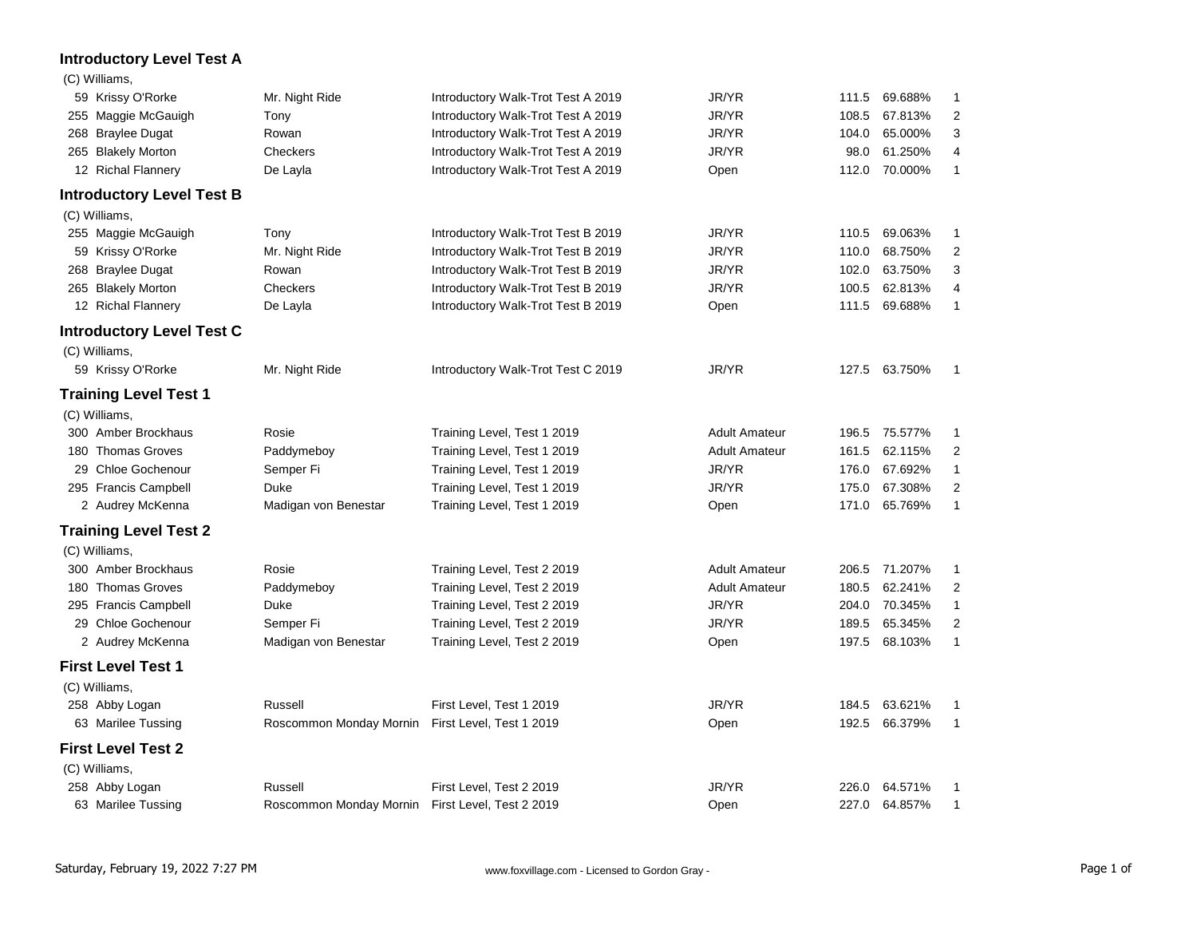## Introductory Level Test A

(C) Williams,

| | | | | | | | |
|---|---|---|---|---|---|---|---|
| 59 | Krissy O'Rorke | Mr. Night Ride | Introductory Walk-Trot Test A 2019 | JR/YR | 111.5 | 69.688% | 1 |
| 255 | Maggie McGaugh | Tony | Introductory Walk-Trot Test A 2019 | JR/YR | 108.5 | 67.813% | 2 |
| 268 | Braylee Dugat | Rowan | Introductory Walk-Trot Test A 2019 | JR/YR | 104.0 | 65.000% | 3 |
| 265 | Blakely Morton | Checkers | Introductory Walk-Trot Test A 2019 | JR/YR | 98.0 | 61.250% | 4 |
| 12 | Richal Flannery | De Layla | Introductory Walk-Trot Test A 2019 | Open | 112.0 | 70.000% | 1 |

## Introductory Level Test B

(C) Williams,

| | | | | | | | |
|---|---|---|---|---|---|---|---|
| 255 | Maggie McGaugh | Tony | Introductory Walk-Trot Test B 2019 | JR/YR | 110.5 | 69.063% | 1 |
| 59 | Krissy O'Rorke | Mr. Night Ride | Introductory Walk-Trot Test B 2019 | JR/YR | 110.0 | 68.750% | 2 |
| 268 | Braylee Dugat | Rowan | Introductory Walk-Trot Test B 2019 | JR/YR | 102.0 | 63.750% | 3 |
| 265 | Blakely Morton | Checkers | Introductory Walk-Trot Test B 2019 | JR/YR | 100.5 | 62.813% | 4 |
| 12 | Richal Flannery | De Layla | Introductory Walk-Trot Test B 2019 | Open | 111.5 | 69.688% | 1 |

## Introductory Level Test C

(C) Williams,

| | | | | | | | |
|---|---|---|---|---|---|---|---|
| 59 | Krissy O'Rorke | Mr. Night Ride | Introductory Walk-Trot Test C 2019 | JR/YR | 127.5 | 63.750% | 1 |

## Training Level Test 1

(C) Williams,

| | | | | | | | |
|---|---|---|---|---|---|---|---|
| 300 | Amber Brockhaus | Rosie | Training Level, Test 1 2019 | Adult Amateur | 196.5 | 75.577% | 1 |
| 180 | Thomas Groves | Paddymeboy | Training Level, Test 1 2019 | Adult Amateur | 161.5 | 62.115% | 2 |
| 29 | Chloe Gochenour | Semper Fi | Training Level, Test 1 2019 | JR/YR | 176.0 | 67.692% | 1 |
| 295 | Francis Campbell | Duke | Training Level, Test 1 2019 | JR/YR | 175.0 | 67.308% | 2 |
| 2 | Audrey McKenna | Madigan von Benestar | Training Level, Test 1 2019 | Open | 171.0 | 65.769% | 1 |

## Training Level Test 2

(C) Williams,

| | | | | | | | |
|---|---|---|---|---|---|---|---|
| 300 | Amber Brockhaus | Rosie | Training Level, Test 2 2019 | Adult Amateur | 206.5 | 71.207% | 1 |
| 180 | Thomas Groves | Paddymeboy | Training Level, Test 2 2019 | Adult Amateur | 180.5 | 62.241% | 2 |
| 295 | Francis Campbell | Duke | Training Level, Test 2 2019 | JR/YR | 204.0 | 70.345% | 1 |
| 29 | Chloe Gochenour | Semper Fi | Training Level, Test 2 2019 | JR/YR | 189.5 | 65.345% | 2 |
| 2 | Audrey McKenna | Madigan von Benestar | Training Level, Test 2 2019 | Open | 197.5 | 68.103% | 1 |

## First Level Test 1

(C) Williams,

| | | | | | | | |
|---|---|---|---|---|---|---|---|
| 258 | Abby Logan | Russell | First Level, Test 1 2019 | JR/YR | 184.5 | 63.621% | 1 |
| 63 | Marilee Tussing | Roscommon Monday Mornin | First Level, Test 1 2019 | Open | 192.5 | 66.379% | 1 |

## First Level Test 2

(C) Williams,

| | | | | | | | |
|---|---|---|---|---|---|---|---|
| 258 | Abby Logan | Russell | First Level, Test 2 2019 | JR/YR | 226.0 | 64.571% | 1 |
| 63 | Marilee Tussing | Roscommon Monday Mornin | First Level, Test 2 2019 | Open | 227.0 | 64.857% | 1 |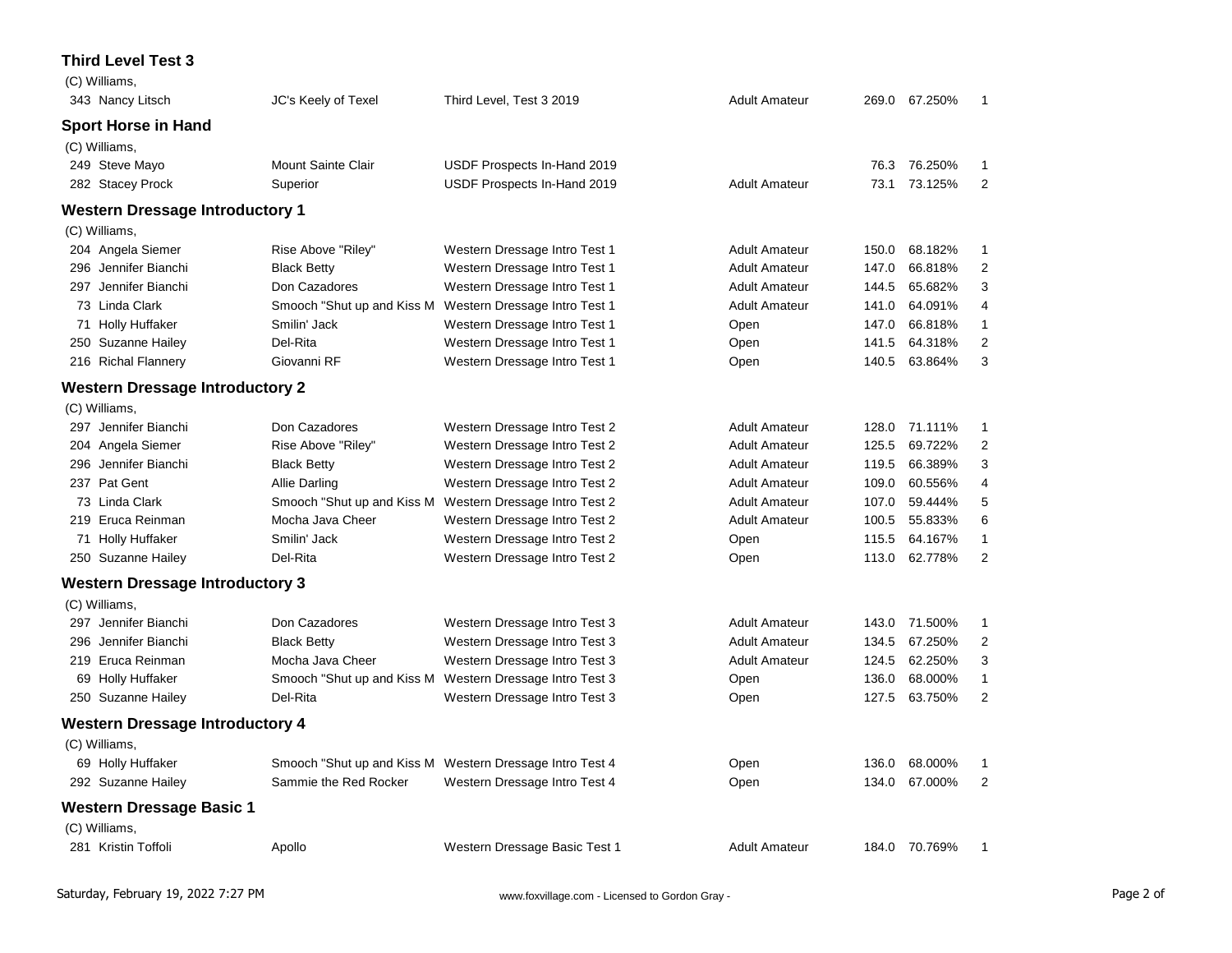## Third Level Test 3

(C) Williams,

| | | | | | | | |
|---|---|---|---|---|---|---|---|
| 343 | Nancy Litsch | JC's Keely of Texel | Third Level, Test 3 2019 | Adult Amateur | 269.0 | 67.250% | 1 |

## Sport Horse in Hand

(C) Williams,

| | | | | | | | |
|---|---|---|---|---|---|---|---|
| 249 | Steve Mayo | Mount Sainte Clair | USDF Prospects In-Hand 2019 | | 76.3 | 76.250% | 1 |
| 282 | Stacey Prock | Superior | USDF Prospects In-Hand 2019 | Adult Amateur | 73.1 | 73.125% | 2 |

## Western Dressage Introductory 1

(C) Williams,

| | | | | | | | |
|---|---|---|---|---|---|---|---|
| 204 | Angela Siemer | Rise Above "Riley" | Western Dressage Intro Test 1 | Adult Amateur | 150.0 | 68.182% | 1 |
| 296 | Jennifer Bianchi | Black Betty | Western Dressage Intro Test 1 | Adult Amateur | 147.0 | 66.818% | 2 |
| 297 | Jennifer Bianchi | Don Cazadores | Western Dressage Intro Test 1 | Adult Amateur | 144.5 | 65.682% | 3 |
| 73 | Linda Clark | Smooch "Shut up and Kiss M | Western Dressage Intro Test 1 | Adult Amateur | 141.0 | 64.091% | 4 |
| 71 | Holly Huffaker | Smilin' Jack | Western Dressage Intro Test 1 | Open | 147.0 | 66.818% | 1 |
| 250 | Suzanne Hailey | Del-Rita | Western Dressage Intro Test 1 | Open | 141.5 | 64.318% | 2 |
| 216 | Richal Flannery | Giovanni RF | Western Dressage Intro Test 1 | Open | 140.5 | 63.864% | 3 |

## Western Dressage Introductory 2

(C) Williams,

| | | | | | | | |
|---|---|---|---|---|---|---|---|
| 297 | Jennifer Bianchi | Don Cazadores | Western Dressage Intro Test 2 | Adult Amateur | 128.0 | 71.111% | 1 |
| 204 | Angela Siemer | Rise Above "Riley" | Western Dressage Intro Test 2 | Adult Amateur | 125.5 | 69.722% | 2 |
| 296 | Jennifer Bianchi | Black Betty | Western Dressage Intro Test 2 | Adult Amateur | 119.5 | 66.389% | 3 |
| 237 | Pat Gent | Allie Darling | Western Dressage Intro Test 2 | Adult Amateur | 109.0 | 60.556% | 4 |
| 73 | Linda Clark | Smooch "Shut up and Kiss M | Western Dressage Intro Test 2 | Adult Amateur | 107.0 | 59.444% | 5 |
| 219 | Eruca Reinman | Mocha Java Cheer | Western Dressage Intro Test 2 | Adult Amateur | 100.5 | 55.833% | 6 |
| 71 | Holly Huffaker | Smilin' Jack | Western Dressage Intro Test 2 | Open | 115.5 | 64.167% | 1 |
| 250 | Suzanne Hailey | Del-Rita | Western Dressage Intro Test 2 | Open | 113.0 | 62.778% | 2 |

## Western Dressage Introductory 3

(C) Williams,

| | | | | | | | |
|---|---|---|---|---|---|---|---|
| 297 | Jennifer Bianchi | Don Cazadores | Western Dressage Intro Test 3 | Adult Amateur | 143.0 | 71.500% | 1 |
| 296 | Jennifer Bianchi | Black Betty | Western Dressage Intro Test 3 | Adult Amateur | 134.5 | 67.250% | 2 |
| 219 | Eruca Reinman | Mocha Java Cheer | Western Dressage Intro Test 3 | Adult Amateur | 124.5 | 62.250% | 3 |
| 69 | Holly Huffaker | Smooch "Shut up and Kiss M | Western Dressage Intro Test 3 | Open | 136.0 | 68.000% | 1 |
| 250 | Suzanne Hailey | Del-Rita | Western Dressage Intro Test 3 | Open | 127.5 | 63.750% | 2 |

## Western Dressage Introductory 4

(C) Williams,

| | | | | | | | |
|---|---|---|---|---|---|---|---|
| 69 | Holly Huffaker | Smooch "Shut up and Kiss M | Western Dressage Intro Test 4 | Open | 136.0 | 68.000% | 1 |
| 292 | Suzanne Hailey | Sammie the Red Rocker | Western Dressage Intro Test 4 | Open | 134.0 | 67.000% | 2 |

## Western Dressage Basic 1

(C) Williams,

| | | | | | | | |
|---|---|---|---|---|---|---|---|
| 281 | Kristin Toffoli | Apollo | Western Dressage Basic Test 1 | Adult Amateur | 184.0 | 70.769% | 1 |

Saturday, February 19, 2022 7:27 PM www.foxvillage.com - Licensed to Gordon Gray -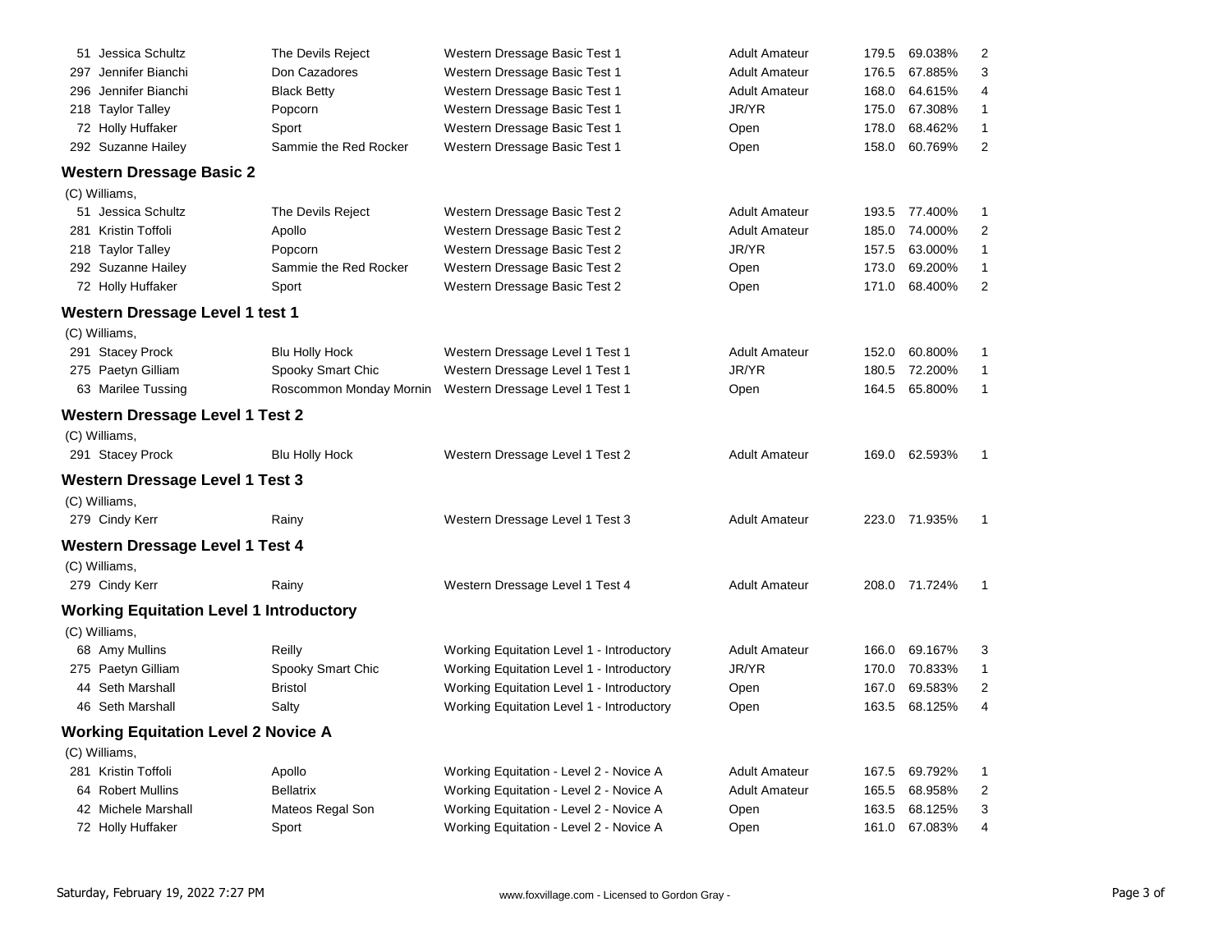| | | | | | | | |
|---|---|---|---|---|---|---|---|
| 51 | Jessica Schultz | The Devils Reject | Western Dressage Basic Test 1 | Adult Amateur | 179.5 | 69.038% | 2 |
| 297 | Jennifer Bianchi | Don Cazadores | Western Dressage Basic Test 1 | Adult Amateur | 176.5 | 67.885% | 3 |
| 296 | Jennifer Bianchi | Black Betty | Western Dressage Basic Test 1 | Adult Amateur | 168.0 | 64.615% | 4 |
| 218 | Taylor Talley | Popcorn | Western Dressage Basic Test 1 | JR/YR | 175.0 | 67.308% | 1 |
| 72 | Holly Huffaker | Sport | Western Dressage Basic Test 1 | Open | 178.0 | 68.462% | 1 |
| 292 | Suzanne Hailey | Sammie the Red Rocker | Western Dressage Basic Test 1 | Open | 158.0 | 60.769% | 2 |

## Western Dressage Basic 2

(C) Williams,

| | | | | | | | |
|---|---|---|---|---|---|---|---|
| 51 | Jessica Schultz | The Devils Reject | Western Dressage Basic Test 2 | Adult Amateur | 193.5 | 77.400% | 1 |
| 281 | Kristin Toffoli | Apollo | Western Dressage Basic Test 2 | Adult Amateur | 185.0 | 74.000% | 2 |
| 218 | Taylor Talley | Popcorn | Western Dressage Basic Test 2 | JR/YR | 157.5 | 63.000% | 1 |
| 292 | Suzanne Hailey | Sammie the Red Rocker | Western Dressage Basic Test 2 | Open | 173.0 | 69.200% | 1 |
| 72 | Holly Huffaker | Sport | Western Dressage Basic Test 2 | Open | 171.0 | 68.400% | 2 |

## Western Dressage Level 1 test 1

(C) Williams,

| | | | | | | | |
|---|---|---|---|---|---|---|---|
| 291 | Stacey Prock | Blu Holly Hock | Western Dressage Level 1 Test 1 | Adult Amateur | 152.0 | 60.800% | 1 |
| 275 | Paetyn Gilliam | Spooky Smart Chic | Western Dressage Level 1 Test 1 | JR/YR | 180.5 | 72.200% | 1 |
| 63 | Marilee Tussing | Roscommon Monday Mornin | Western Dressage Level 1 Test 1 | Open | 164.5 | 65.800% | 1 |

## Western Dressage Level 1 Test 2

(C) Williams,

| | | | | | | | |
|---|---|---|---|---|---|---|---|
| 291 | Stacey Prock | Blu Holly Hock | Western Dressage Level 1 Test 2 | Adult Amateur | 169.0 | 62.593% | 1 |

## Western Dressage Level 1 Test 3

(C) Williams,

| | | | | | | | |
|---|---|---|---|---|---|---|---|
| 279 | Cindy Kerr | Rainy | Western Dressage Level 1 Test 3 | Adult Amateur | 223.0 | 71.935% | 1 |

## Western Dressage Level 1 Test 4

(C) Williams,

| | | | | | | | |
|---|---|---|---|---|---|---|---|
| 279 | Cindy Kerr | Rainy | Western Dressage Level 1 Test 4 | Adult Amateur | 208.0 | 71.724% | 1 |

## Working Equitation Level 1 Introductory

(C) Williams,

| | | | | | | | |
|---|---|---|---|---|---|---|---|
| 68 | Amy Mullins | Reilly | Working Equitation Level 1 - Introductory | Adult Amateur | 166.0 | 69.167% | 3 |
| 275 | Paetyn Gilliam | Spooky Smart Chic | Working Equitation Level 1 - Introductory | JR/YR | 170.0 | 70.833% | 1 |
| 44 | Seth Marshall | Bristol | Working Equitation Level 1 - Introductory | Open | 167.0 | 69.583% | 2 |
| 46 | Seth Marshall | Salty | Working Equitation Level 1 - Introductory | Open | 163.5 | 68.125% | 4 |

## Working Equitation Level 2 Novice A

(C) Williams,

| | | | | | | | |
|---|---|---|---|---|---|---|---|
| 281 | Kristin Toffoli | Apollo | Working Equitation - Level 2 - Novice A | Adult Amateur | 167.5 | 69.792% | 1 |
| 64 | Robert Mullins | Bellatrix | Working Equitation - Level 2 - Novice A | Adult Amateur | 165.5 | 68.958% | 2 |
| 42 | Michele Marshall | Mateos Regal Son | Working Equitation - Level 2 - Novice A | Open | 163.5 | 68.125% | 3 |
| 72 | Holly Huffaker | Sport | Working Equitation - Level 2 - Novice A | Open | 161.0 | 67.083% | 4 |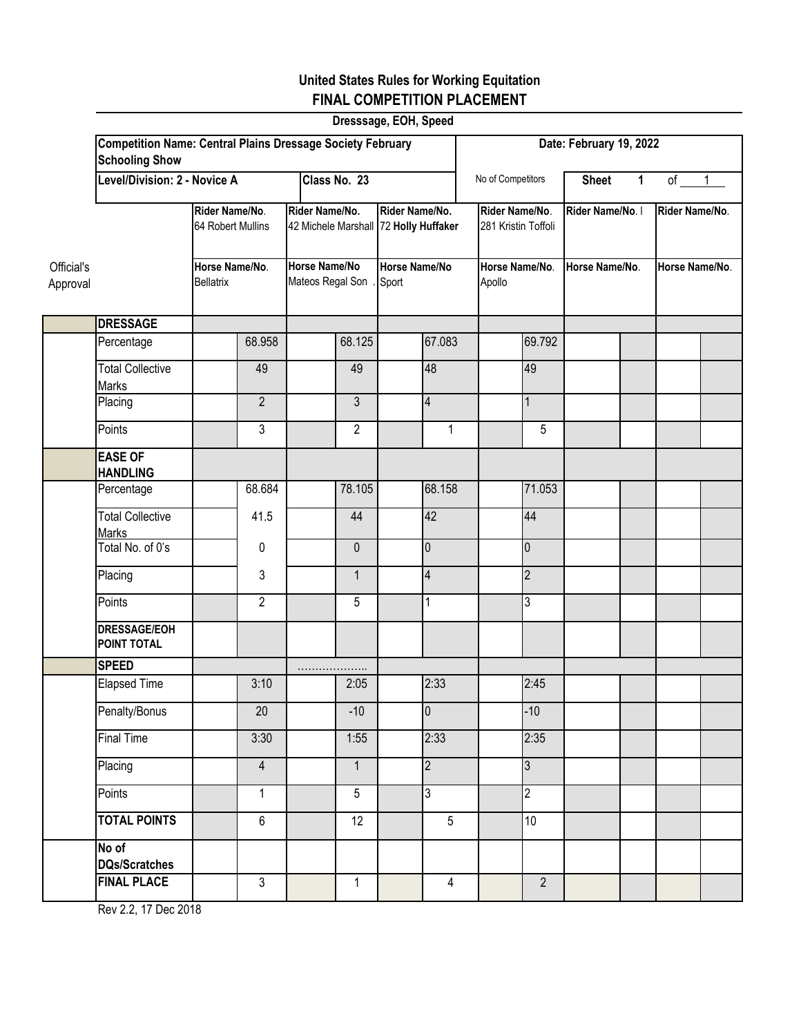# United States Rules for Working Equitation
## FINAL COMPETITION PLACEMENT
### Dresssage, EOH, Speed

**Competition Name: Central Plains Dressage Society February Schooling Show**

**Date: February 19, 2022**

**Level/Division: 2 - Novice A** | **Class No. 23** | No of Competitors | **Sheet 1 of 1**

| Official's Approval | | Rider Name/No. 64 Robert Mullins | Rider Name/No. 42 Michele Marshall | Rider Name/No. 72 **Holly Huffaker** | Rider Name/No. 281 Kristin Toffoli | Rider Name/No. | Rider Name/No. |
|---|---|---|---|---|---|---|---|
| | | Horse Name/No. Bellatrix | Horse Name/No Mateos Regal Son | Horse Name/No . Sport | Horse Name/No. Apollo | Horse Name/No. | Horse Name/No. |
| | **DRESSAGE** | | | | | | |
| | Percentage | 68.958 | 68.125 | 67.083 | 69.792 | | |
| | Total Collective Marks | 49 | 49 | 48 | 49 | | |
| | Placing | 2 | 3 | 4 | 1 | | |
| | Points | 3 | 2 | 1 | 5 | | |
| | **EASE OF HANDLING** | | | | | | |
| | Percentage | 68.684 | 78.105 | 68.158 | 71.053 | | |
| | Total Collective Marks | 41.5 | 44 | 42 | 44 | | |
| | Total No. of 0's | 0 | 0 | 0 | 0 | | |
| | Placing | 3 | 1 | 4 | 2 | | |
| | Points | 2 | 5 | 1 | 3 | | |
| | **DRESSAGE/EOH POINT TOTAL** | | | | | | |
| | **SPEED** | | ……………….. | | | | |
| | Elapsed Time | 3:10 | 2:05 | 2:33 | 2:45 | | |
| | Penalty/Bonus | 20 | -10 | 0 | -10 | | |
| | Final Time | 3:30 | 1:55 | 2:33 | 2:35 | | |
| | Placing | 4 | 1 | 2 | 3 | | |
| | Points | 1 | 5 | 3 | 2 | | |
| | **TOTAL POINTS** | 6 | 12 | 5 | 10 | | |
| | **No of DQs/Scratches** | | | | | | |
| | **FINAL PLACE** | 3 | 1 | 4 | 2 | | |

Rev 2.2, 17 Dec 2018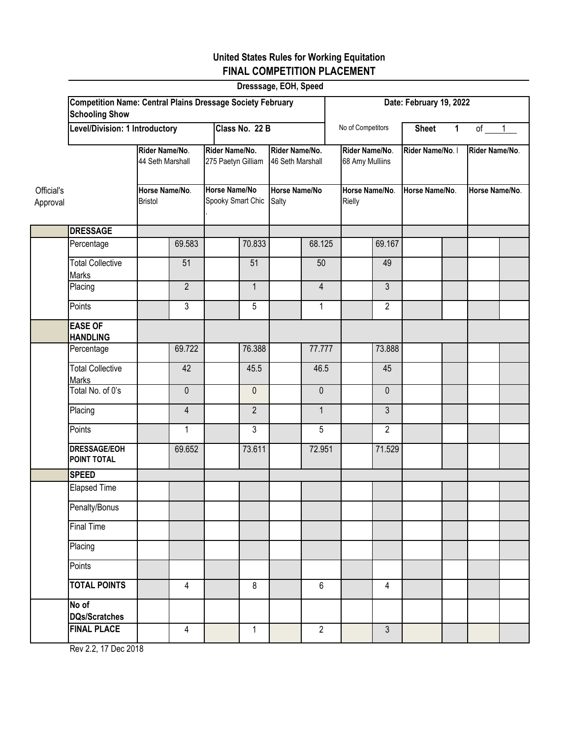# United States Rules for Working Equitation

## FINAL COMPETITION PLACEMENT

**Dresssage, EOH, Speed**

**Competition Name: Central Plains Dressage Society February Schooling Show**

**Date: February 19, 2022**

**Level/Division: 1 Introductory** **Class No. 22 B** No of Competitors **Sheet 1 of 1**

| Official's Approval | | Rider Name/No. 44 Seth Marshall / Horse Name/No. Bristol | Rider Name/No. 275 Paetyn Gilliam / Horse Name/No Spooky Smart Chic . | Rider Name/No. 46 Seth Marshall / Horse Name/No Salty | Rider Name/No. 68 Amy Mulliins / Horse Name/No. Rielly | Rider Name/No. I / Horse Name/No. | Rider Name/No. / Horse Name/No. |
|---|---|---|---|---|---|---|---|
| | **DRESSAGE** | | | | | | |
| | Percentage | 69.583 | 70.833 | 68.125 | 69.167 | | |
| | Total Collective Marks | 51 | 51 | 50 | 49 | | |
| | Placing | 2 | 1 | 4 | 3 | | |
| | Points | 3 | 5 | 1 | 2 | | |
| | **EASE OF HANDLING** | | | | | | |
| | Percentage | 69.722 | 76.388 | 77.777 | 73.888 | | |
| | Total Collective Marks | 42 | 45.5 | 46.5 | 45 | | |
| | Total No. of 0's | 0 | 0 | 0 | 0 | | |
| | Placing | 4 | 2 | 1 | 3 | | |
| | Points | 1 | 3 | 5 | 2 | | |
| | **DRESSAGE/EOH POINT TOTAL** | 69.652 | 73.611 | 72.951 | 71.529 | | |
| | **SPEED** | | | | | | |
| | Elapsed Time | | | | | | |
| | Penalty/Bonus | | | | | | |
| | Final Time | | | | | | |
| | Placing | | | | | | |
| | Points | | | | | | |
| | **TOTAL POINTS** | 4 | 8 | 6 | 4 | | |
| | **No of DQs/Scratches** | | | | | | |
| | **FINAL PLACE** | 4 | 1 | 2 | 3 | | |

Rev 2.2, 17 Dec 2018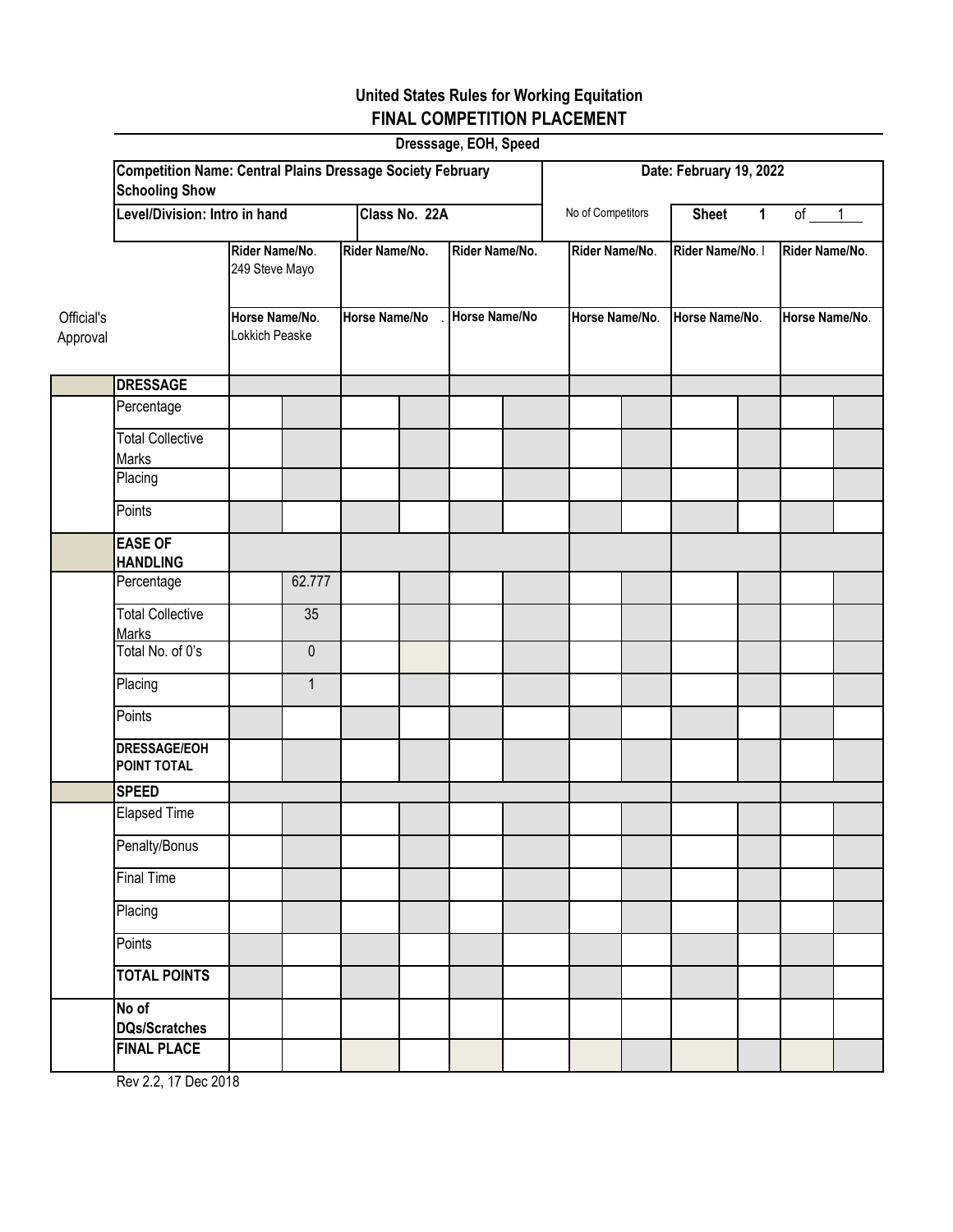# United States Rules for Working Equitation
## FINAL COMPETITION PLACEMENT

**Dresssage, EOH, Speed**

**Competition Name: Central Plains Dressage Society February Schooling Show** | **Date: February 19, 2022**

**Level/Division: Intro in hand** | **Class No. 22A** | No of Competitors | **Sheet 1 of 1**

| Official's Approval | | Rider Name/No. 249 Steve Mayo<br>Horse Name/No. Lokkich Peaske | | Rider Name/No.<br>Horse Name/No | | Rider Name/No.<br>Horse Name/No | | Rider Name/No.<br>Horse Name/No. | | Rider Name/No.<br>Horse Name/No. | | Rider Name/No.<br>Horse Name/No. | |
|---|---|---|---|---|---|---|---|---|---|---|---|---|---|
| | **DRESSAGE** | | | | | | | | | | | | |
| | Percentage | | | | | | | | | | | | |
| | Total Collective Marks | | | | | | | | | | | | |
| | Placing | | | | | | | | | | | | |
| | Points | | | | | | | | | | | | |
| | **EASE OF HANDLING** | | | | | | | | | | | | |
| | Percentage | | 62.777 | | | | | | | | | | |
| | Total Collective Marks | | 35 | | | | | | | | | | |
| | Total No. of 0's | | 0 | | | | | | | | | | |
| | Placing | | 1 | | | | | | | | | | |
| | Points | | | | | | | | | | | | |
| | **DRESSAGE/EOH POINT TOTAL** | | | | | | | | | | | | |
| | **SPEED** | | | | | | | | | | | | |
| | Elapsed Time | | | | | | | | | | | | |
| | Penalty/Bonus | | | | | | | | | | | | |
| | Final Time | | | | | | | | | | | | |
| | Placing | | | | | | | | | | | | |
| | Points | | | | | | | | | | | | |
| | **TOTAL POINTS** | | | | | | | | | | | | |
| | **No of DQs/Scratches** | | | | | | | | | | | | |
| | **FINAL PLACE** | | | | | | | | | | | | |

Rev 2.2, 17 Dec 2018